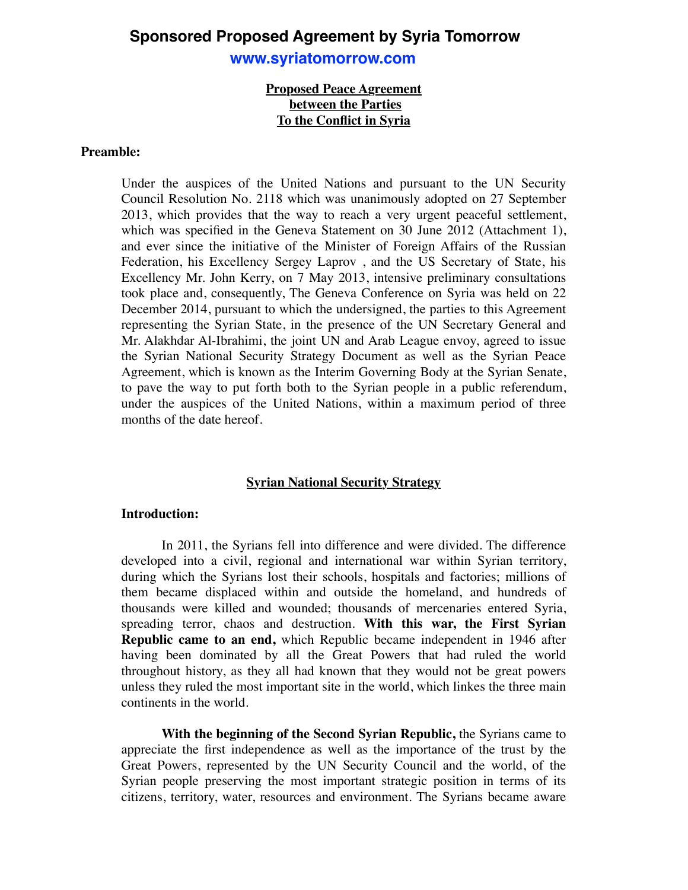# Sponsored Proposed Agreement by Syria Tomorrow

**www.syriatomorrow.com**

## Proposed Peace Agreement between the Parties To the Conflict in Syria

**Preamble:**

Under the auspices of the United Nations and pursuant to the UN Security Council Resolution No. 2118 which was unanimously adopted on 27 September 2013, which provides that the way to reach a very urgent peaceful settlement, which was specified in the Geneva Statement on 30 June 2012 (Attachment 1), and ever since the initiative of the Minister of Foreign Affairs of the Russian Federation, his Excellency Sergey Laprov , and the US Secretary of State, his Excellency Mr. John Kerry, on 7 May 2013, intensive preliminary consultations took place and, consequently, The Geneva Conference on Syria was held on 22 December 2014, pursuant to which the undersigned, the parties to this Agreement representing the Syrian State, in the presence of the UN Secretary General and Mr. Alakhdar Al-Ibrahimi, the joint UN and Arab League envoy, agreed to issue the Syrian National Security Strategy Document as well as the Syrian Peace Agreement, which is known as the Interim Governing Body at the Syrian Senate, to pave the way to put forth both to the Syrian people in a public referendum, under the auspices of the United Nations, within a maximum period of three months of the date hereof.

## Syrian National Security Strategy

**Introduction:**

In 2011, the Syrians fell into difference and were divided. The difference developed into a civil, regional and international war within Syrian territory, during which the Syrians lost their schools, hospitals and factories; millions of them became displaced within and outside the homeland, and hundreds of thousands were killed and wounded; thousands of mercenaries entered Syria, spreading terror, chaos and destruction. **With this war, the First Syrian Republic came to an end,** which Republic became independent in 1946 after having been dominated by all the Great Powers that had ruled the world throughout history, as they all had known that they would not be great powers unless they ruled the most important site in the world, which linkes the three main continents in the world.

**With the beginning of the Second Syrian Republic,** the Syrians came to appreciate the first independence as well as the importance of the trust by the Great Powers, represented by the UN Security Council and the world, of the Syrian people preserving the most important strategic position in terms of its citizens, territory, water, resources and environment. The Syrians became aware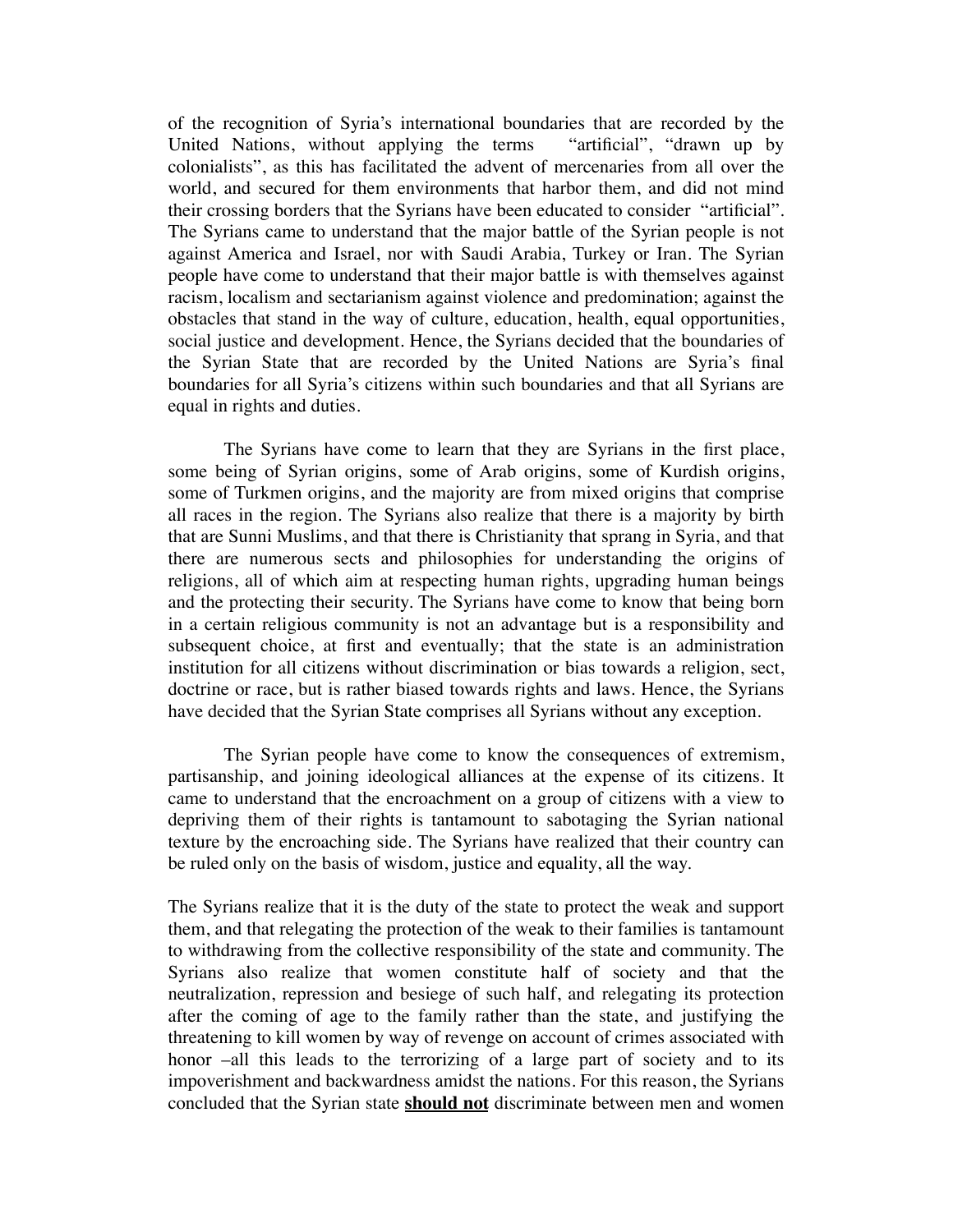of the recognition of Syria's international boundaries that are recorded by the United Nations, without applying the terms "artificial", "drawn up by colonialists", as this has facilitated the advent of mercenaries from all over the world, and secured for them environments that harbor them, and did not mind their crossing borders that the Syrians have been educated to consider "artificial". The Syrians came to understand that the major battle of the Syrian people is not against America and Israel, nor with Saudi Arabia, Turkey or Iran. The Syrian people have come to understand that their major battle is with themselves against racism, localism and sectarianism against violence and predomination; against the obstacles that stand in the way of culture, education, health, equal opportunities, social justice and development. Hence, the Syrians decided that the boundaries of the Syrian State that are recorded by the United Nations are Syria's final boundaries for all Syria's citizens within such boundaries and that all Syrians are equal in rights and duties.

The Syrians have come to learn that they are Syrians in the first place, some being of Syrian origins, some of Arab origins, some of Kurdish origins, some of Turkmen origins, and the majority are from mixed origins that comprise all races in the region. The Syrians also realize that there is a majority by birth that are Sunni Muslims, and that there is Christianity that sprang in Syria, and that there are numerous sects and philosophies for understanding the origins of religions, all of which aim at respecting human rights, upgrading human beings and the protecting their security. The Syrians have come to know that being born in a certain religious community is not an advantage but is a responsibility and subsequent choice, at first and eventually; that the state is an administration institution for all citizens without discrimination or bias towards a religion, sect, doctrine or race, but is rather biased towards rights and laws. Hence, the Syrians have decided that the Syrian State comprises all Syrians without any exception.

The Syrian people have come to know the consequences of extremism, partisanship, and joining ideological alliances at the expense of its citizens. It came to understand that the encroachment on a group of citizens with a view to depriving them of their rights is tantamount to sabotaging the Syrian national texture by the encroaching side. The Syrians have realized that their country can be ruled only on the basis of wisdom, justice and equality, all the way.

The Syrians realize that it is the duty of the state to protect the weak and support them, and that relegating the protection of the weak to their families is tantamount to withdrawing from the collective responsibility of the state and community. The Syrians also realize that women constitute half of society and that the neutralization, repression and besiege of such half, and relegating its protection after the coming of age to the family rather than the state, and justifying the threatening to kill women by way of revenge on account of crimes associated with honor –all this leads to the terrorizing of a large part of society and to its impoverishment and backwardness amidst the nations. For this reason, the Syrians concluded that the Syrian state <u>**should not**</u> discriminate between men and women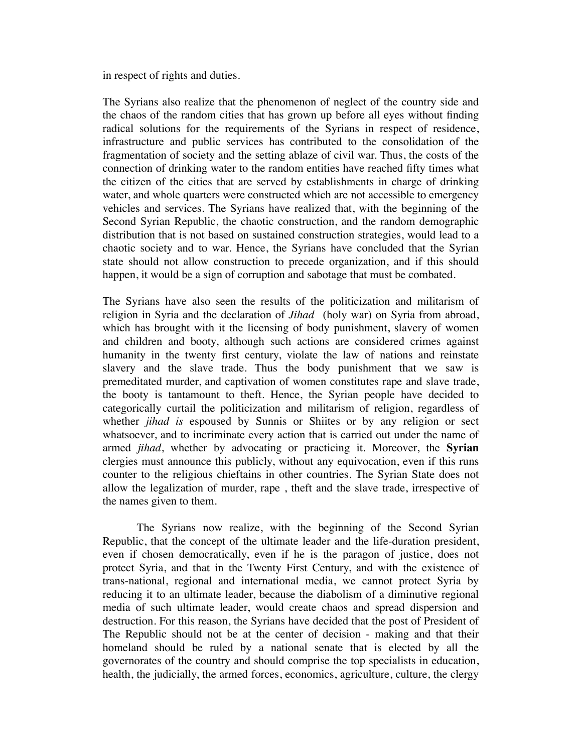in respect of rights and duties.

The Syrians also realize that the phenomenon of neglect of the country side and the chaos of the random cities that has grown up before all eyes without finding radical solutions for the requirements of the Syrians in respect of residence, infrastructure and public services has contributed to the consolidation of the fragmentation of society and the setting ablaze of civil war. Thus, the costs of the connection of drinking water to the random entities have reached fifty times what the citizen of the cities that are served by establishments in charge of drinking water, and whole quarters were constructed which are not accessible to emergency vehicles and services. The Syrians have realized that, with the beginning of the Second Syrian Republic, the chaotic construction, and the random demographic distribution that is not based on sustained construction strategies, would lead to a chaotic society and to war. Hence, the Syrians have concluded that the Syrian state should not allow construction to precede organization, and if this should happen, it would be a sign of corruption and sabotage that must be combated.

The Syrians have also seen the results of the politicization and militarism of religion in Syria and the declaration of *Jihad* (holy war) on Syria from abroad, which has brought with it the licensing of body punishment, slavery of women and children and booty, although such actions are considered crimes against humanity in the twenty first century, violate the law of nations and reinstate slavery and the slave trade. Thus the body punishment that we saw is premeditated murder, and captivation of women constitutes rape and slave trade, the booty is tantamount to theft. Hence, the Syrian people have decided to categorically curtail the politicization and militarism of religion, regardless of whether *jihad is* espoused by Sunnis or Shiites or by any religion or sect whatsoever, and to incriminate every action that is carried out under the name of armed *jihad*, whether by advocating or practicing it. Moreover, the **Syrian** clergies must announce this publicly, without any equivocation, even if this runs counter to the religious chieftains in other countries. The Syrian State does not allow the legalization of murder, rape , theft and the slave trade, irrespective of the names given to them.

The Syrians now realize, with the beginning of the Second Syrian Republic, that the concept of the ultimate leader and the life-duration president, even if chosen democratically, even if he is the paragon of justice, does not protect Syria, and that in the Twenty First Century, and with the existence of trans-national, regional and international media, we cannot protect Syria by reducing it to an ultimate leader, because the diabolism of a diminutive regional media of such ultimate leader, would create chaos and spread dispersion and destruction. For this reason, the Syrians have decided that the post of President of The Republic should not be at the center of decision - making and that their homeland should be ruled by a national senate that is elected by all the governorates of the country and should comprise the top specialists in education, health, the judicially, the armed forces, economics, agriculture, culture, the clergy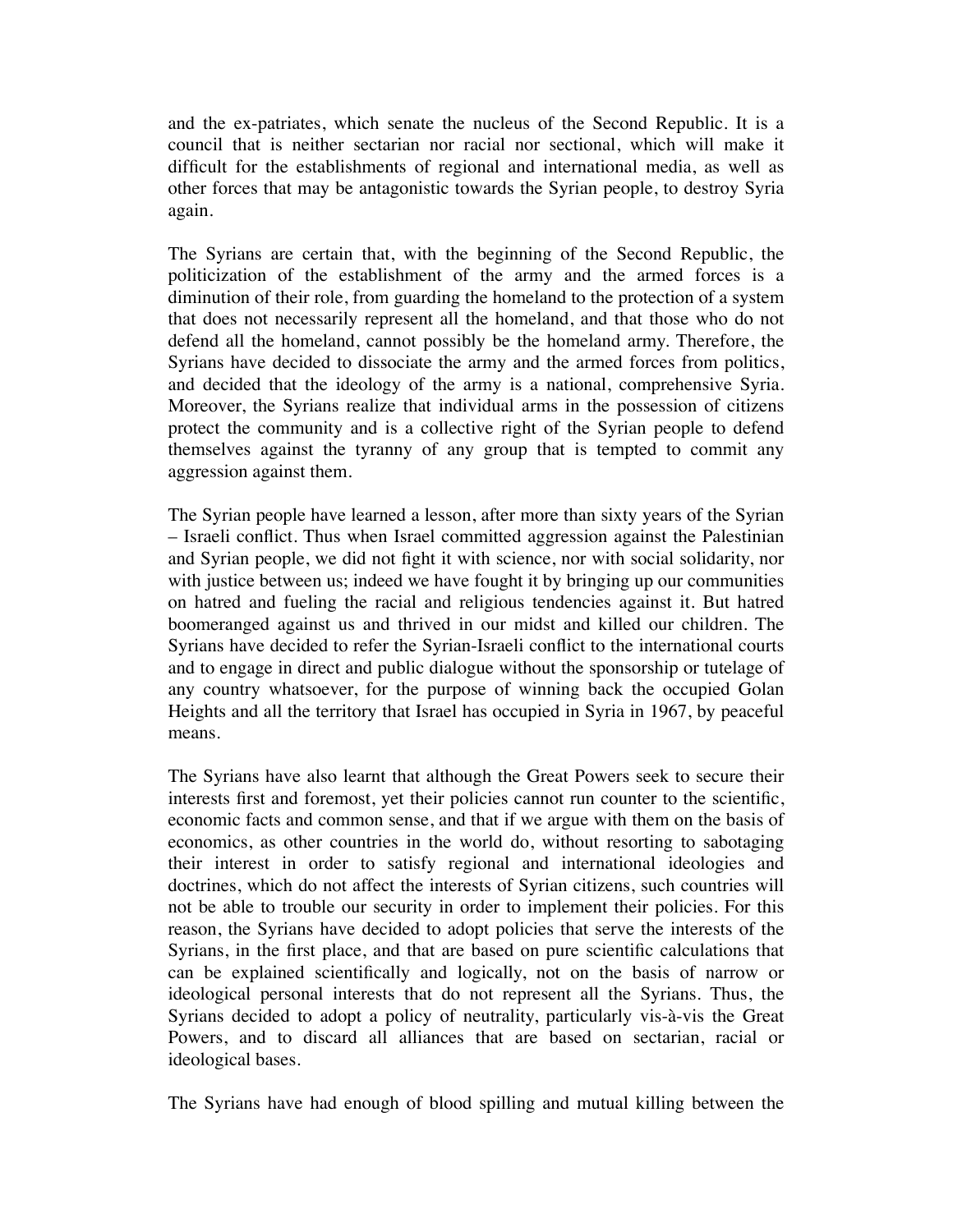and the ex-patriates, which senate the nucleus of the Second Republic. It is a council that is neither sectarian nor racial nor sectional, which will make it difficult for the establishments of regional and international media, as well as other forces that may be antagonistic towards the Syrian people, to destroy Syria again.

The Syrians are certain that, with the beginning of the Second Republic, the politicization of the establishment of the army and the armed forces is a diminution of their role, from guarding the homeland to the protection of a system that does not necessarily represent all the homeland, and that those who do not defend all the homeland, cannot possibly be the homeland army. Therefore, the Syrians have decided to dissociate the army and the armed forces from politics, and decided that the ideology of the army is a national, comprehensive Syria. Moreover, the Syrians realize that individual arms in the possession of citizens protect the community and is a collective right of the Syrian people to defend themselves against the tyranny of any group that is tempted to commit any aggression against them.

The Syrian people have learned a lesson, after more than sixty years of the Syrian – Israeli conflict. Thus when Israel committed aggression against the Palestinian and Syrian people, we did not fight it with science, nor with social solidarity, nor with justice between us; indeed we have fought it by bringing up our communities on hatred and fueling the racial and religious tendencies against it. But hatred boomeranged against us and thrived in our midst and killed our children. The Syrians have decided to refer the Syrian-Israeli conflict to the international courts and to engage in direct and public dialogue without the sponsorship or tutelage of any country whatsoever, for the purpose of winning back the occupied Golan Heights and all the territory that Israel has occupied in Syria in 1967, by peaceful means.

The Syrians have also learnt that although the Great Powers seek to secure their interests first and foremost, yet their policies cannot run counter to the scientific, economic facts and common sense, and that if we argue with them on the basis of economics, as other countries in the world do, without resorting to sabotaging their interest in order to satisfy regional and international ideologies and doctrines, which do not affect the interests of Syrian citizens, such countries will not be able to trouble our security in order to implement their policies. For this reason, the Syrians have decided to adopt policies that serve the interests of the Syrians, in the first place, and that are based on pure scientific calculations that can be explained scientifically and logically, not on the basis of narrow or ideological personal interests that do not represent all the Syrians. Thus, the Syrians decided to adopt a policy of neutrality, particularly vis-à-vis the Great Powers, and to discard all alliances that are based on sectarian, racial or ideological bases.

The Syrians have had enough of blood spilling and mutual killing between the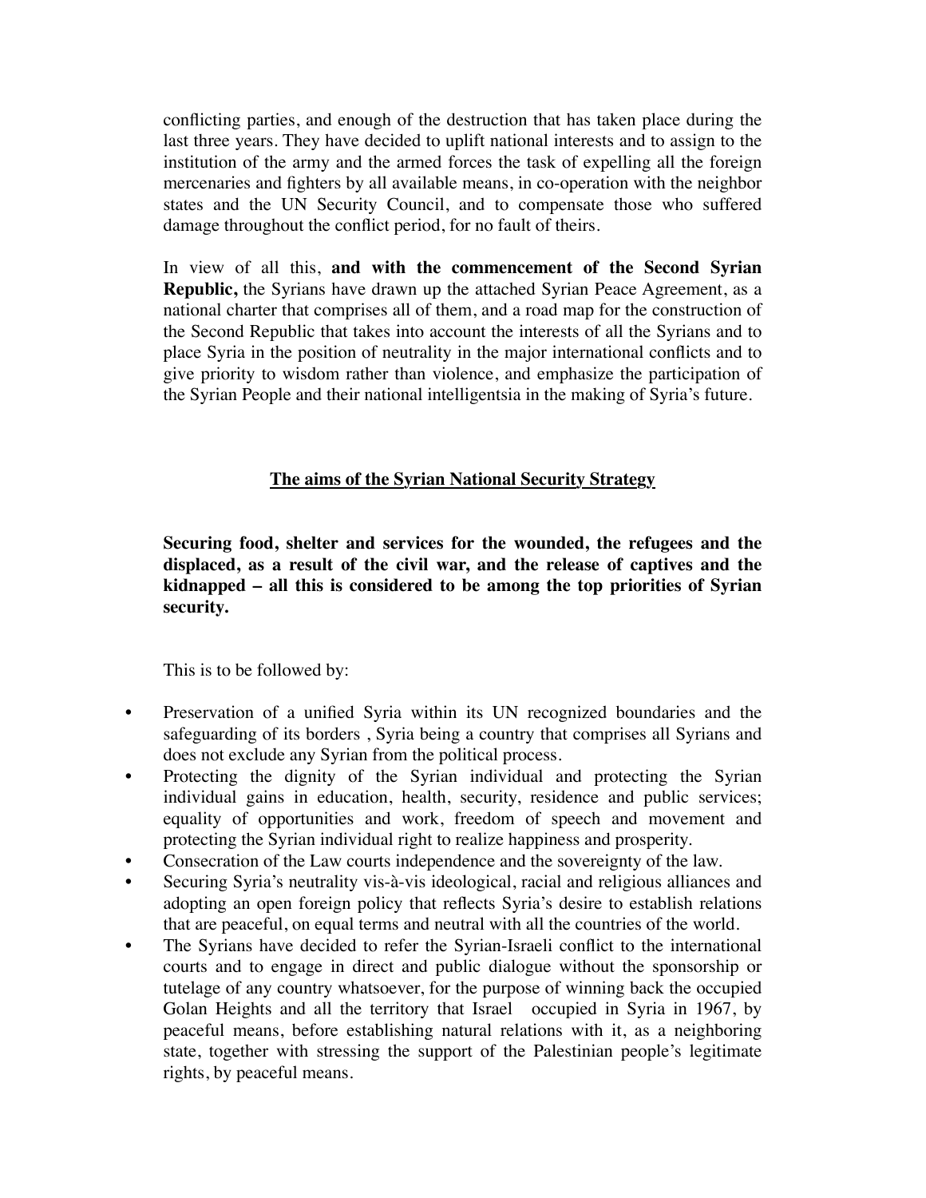conflicting parties, and enough of the destruction that has taken place during the last three years. They have decided to uplift national interests and to assign to the institution of the army and the armed forces the task of expelling all the foreign mercenaries and fighters by all available means, in co-operation with the neighbor states and the UN Security Council, and to compensate those who suffered damage throughout the conflict period, for no fault of theirs.

In view of all this, **and with the commencement of the Second Syrian Republic,** the Syrians have drawn up the attached Syrian Peace Agreement, as a national charter that comprises all of them, and a road map for the construction of the Second Republic that takes into account the interests of all the Syrians and to place Syria in the position of neutrality in the major international conflicts and to give priority to wisdom rather than violence, and emphasize the participation of the Syrian People and their national intelligentsia in the making of Syria's future.

## <u>The aims of the Syrian National Security Strategy</u>

**Securing food, shelter and services for the wounded, the refugees and the displaced, as a result of the civil war, and the release of captives and the kidnapped – all this is considered to be among the top priorities of Syrian security.**

This is to be followed by:

- Preservation of a unified Syria within its UN recognized boundaries and the safeguarding of its borders , Syria being a country that comprises all Syrians and does not exclude any Syrian from the political process.
- Protecting the dignity of the Syrian individual and protecting the Syrian individual gains in education, health, security, residence and public services; equality of opportunities and work, freedom of speech and movement and protecting the Syrian individual right to realize happiness and prosperity.
- Consecration of the Law courts independence and the sovereignty of the law.
- Securing Syria's neutrality vis-à-vis ideological, racial and religious alliances and adopting an open foreign policy that reflects Syria's desire to establish relations that are peaceful, on equal terms and neutral with all the countries of the world.
- The Syrians have decided to refer the Syrian-Israeli conflict to the international courts and to engage in direct and public dialogue without the sponsorship or tutelage of any country whatsoever, for the purpose of winning back the occupied Golan Heights and all the territory that Israel occupied in Syria in 1967, by peaceful means, before establishing natural relations with it, as a neighboring state, together with stressing the support of the Palestinian people's legitimate rights, by peaceful means.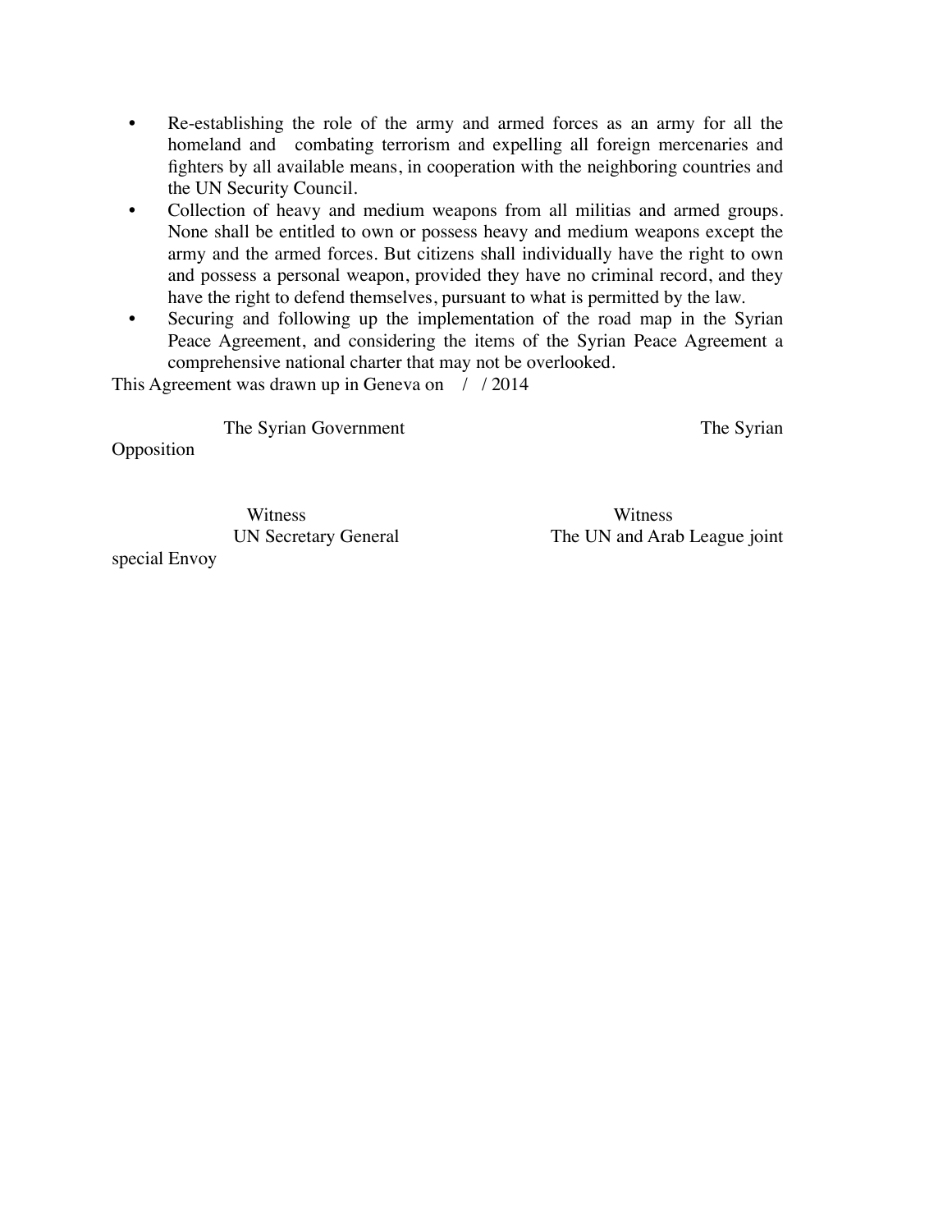- Re-establishing the role of the army and armed forces as an army for all the homeland and combating terrorism and expelling all foreign mercenaries and fighters by all available means, in cooperation with the neighboring countries and the UN Security Council.
- Collection of heavy and medium weapons from all militias and armed groups. None shall be entitled to own or possess heavy and medium weapons except the army and the armed forces. But citizens shall individually have the right to own and possess a personal weapon, provided they have no criminal record, and they have the right to defend themselves, pursuant to what is permitted by the law.
- Securing and following up the implementation of the road map in the Syrian Peace Agreement, and considering the items of the Syrian Peace Agreement a comprehensive national charter that may not be overlooked.

This Agreement was drawn up in Geneva on / / 2014

| The Syrian Government | The Syrian Opposition |
| --- | --- |
| Witness | Witness |
| UN Secretary General | The UN and Arab League joint special Envoy |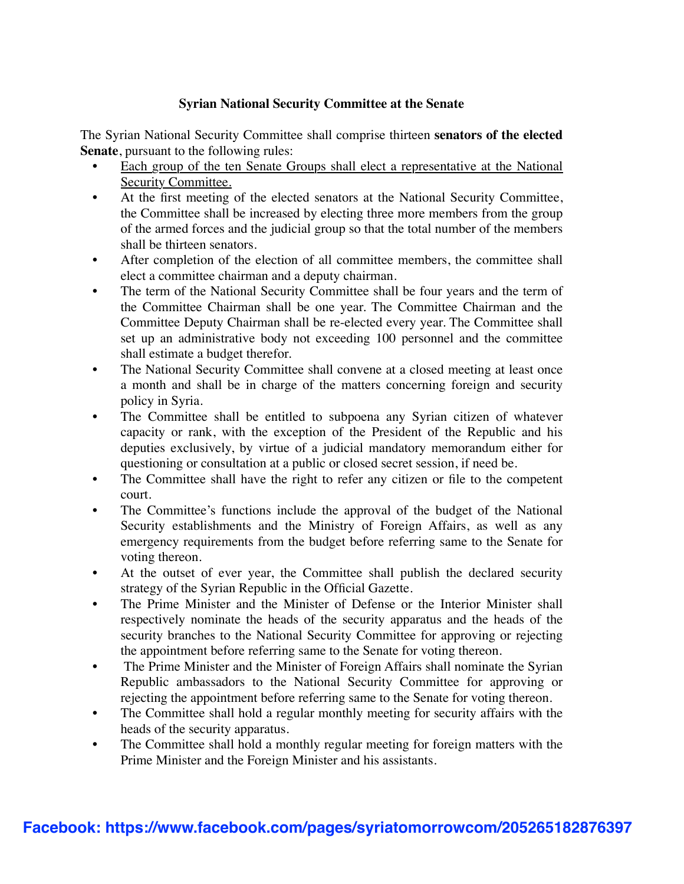**Syrian National Security Committee at the Senate**

The Syrian National Security Committee shall comprise thirteen **senators of the elected Senate**, pursuant to the following rules:

- <u>Each group of the ten Senate Groups shall elect a representative at the National Security Committee.</u>
- At the first meeting of the elected senators at the National Security Committee, the Committee shall be increased by electing three more members from the group of the armed forces and the judicial group so that the total number of the members shall be thirteen senators.
- After completion of the election of all committee members, the committee shall elect a committee chairman and a deputy chairman.
- The term of the National Security Committee shall be four years and the term of the Committee Chairman shall be one year. The Committee Chairman and the Committee Deputy Chairman shall be re-elected every year. The Committee shall set up an administrative body not exceeding 100 personnel and the committee shall estimate a budget therefor.
- The National Security Committee shall convene at a closed meeting at least once a month and shall be in charge of the matters concerning foreign and security policy in Syria.
- The Committee shall be entitled to subpoena any Syrian citizen of whatever capacity or rank, with the exception of the President of the Republic and his deputies exclusively, by virtue of a judicial mandatory memorandum either for questioning or consultation at a public or closed secret session, if need be.
- The Committee shall have the right to refer any citizen or file to the competent court.
- The Committee's functions include the approval of the budget of the National Security establishments and the Ministry of Foreign Affairs, as well as any emergency requirements from the budget before referring same to the Senate for voting thereon.
- At the outset of ever year, the Committee shall publish the declared security strategy of the Syrian Republic in the Official Gazette.
- The Prime Minister and the Minister of Defense or the Interior Minister shall respectively nominate the heads of the security apparatus and the heads of the security branches to the National Security Committee for approving or rejecting the appointment before referring same to the Senate for voting thereon.
- The Prime Minister and the Minister of Foreign Affairs shall nominate the Syrian Republic ambassadors to the National Security Committee for approving or rejecting the appointment before referring same to the Senate for voting thereon.
- The Committee shall hold a regular monthly meeting for security affairs with the heads of the security apparatus.
- The Committee shall hold a monthly regular meeting for foreign matters with the Prime Minister and the Foreign Minister and his assistants.

**Facebook: https://www.facebook.com/pages/syriatomorrowcom/205265182876397**